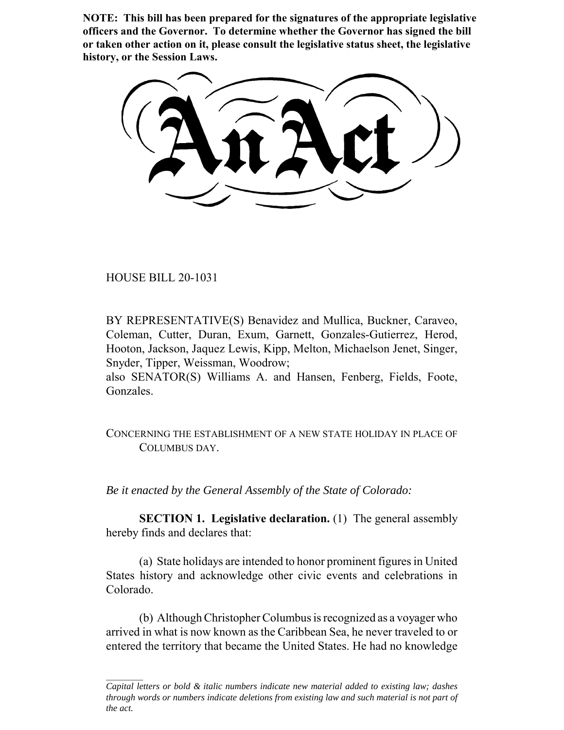**NOTE: This bill has been prepared for the signatures of the appropriate legislative officers and the Governor. To determine whether the Governor has signed the bill or taken other action on it, please consult the legislative status sheet, the legislative history, or the Session Laws.**

# An Act

HOUSE BILL 20-1031

BY REPRESENTATIVE(S) Benavidez and Mullica, Buckner, Caraveo, Coleman, Cutter, Duran, Exum, Garnett, Gonzales-Gutierrez, Herod, Hooton, Jackson, Jaquez Lewis, Kipp, Melton, Michaelson Jenet, Singer, Snyder, Tipper, Weissman, Woodrow;
also SENATOR(S) Williams A. and Hansen, Fenberg, Fields, Foote, Gonzales.

CONCERNING THE ESTABLISHMENT OF A NEW STATE HOLIDAY IN PLACE OF COLUMBUS DAY.

*Be it enacted by the General Assembly of the State of Colorado:*

**SECTION 1. Legislative declaration.** (1) The general assembly hereby finds and declares that:

(a) State holidays are intended to honor prominent figures in United States history and acknowledge other civic events and celebrations in Colorado.

(b) Although Christopher Columbus is recognized as a voyager who arrived in what is now known as the Caribbean Sea, he never traveled to or entered the territory that became the United States. He had no knowledge

---

*Capital letters or bold & italic numbers indicate new material added to existing law; dashes through words or numbers indicate deletions from existing law and such material is not part of the act.*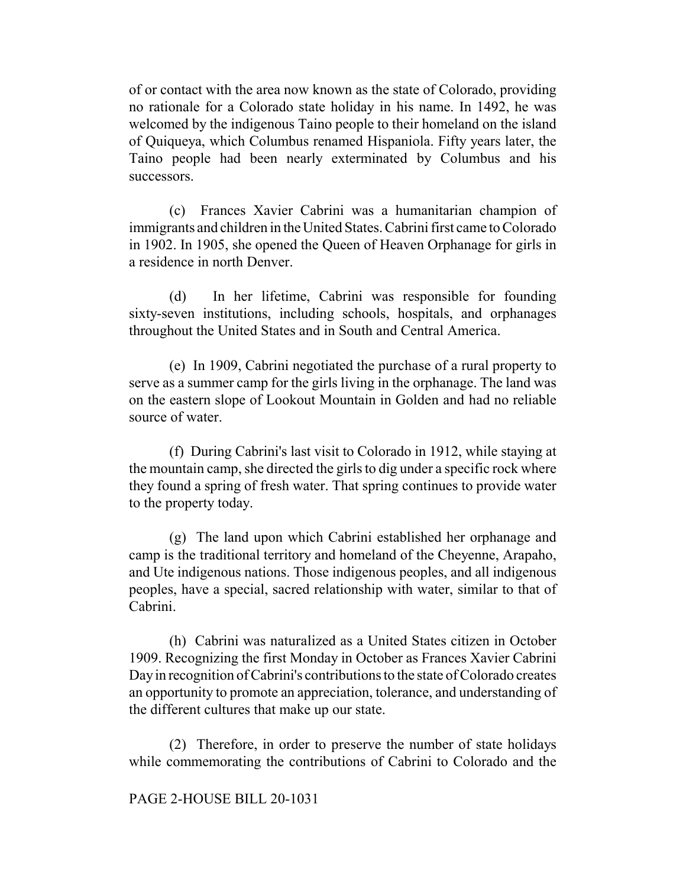of or contact with the area now known as the state of Colorado, providing no rationale for a Colorado state holiday in his name. In 1492, he was welcomed by the indigenous Taino people to their homeland on the island of Quiqueya, which Columbus renamed Hispaniola. Fifty years later, the Taino people had been nearly exterminated by Columbus and his successors.

(c) Frances Xavier Cabrini was a humanitarian champion of immigrants and children in the United States. Cabrini first came to Colorado in 1902. In 1905, she opened the Queen of Heaven Orphanage for girls in a residence in north Denver.

(d) In her lifetime, Cabrini was responsible for founding sixty-seven institutions, including schools, hospitals, and orphanages throughout the United States and in South and Central America.

(e) In 1909, Cabrini negotiated the purchase of a rural property to serve as a summer camp for the girls living in the orphanage. The land was on the eastern slope of Lookout Mountain in Golden and had no reliable source of water.

(f) During Cabrini's last visit to Colorado in 1912, while staying at the mountain camp, she directed the girls to dig under a specific rock where they found a spring of fresh water. That spring continues to provide water to the property today.

(g) The land upon which Cabrini established her orphanage and camp is the traditional territory and homeland of the Cheyenne, Arapaho, and Ute indigenous nations. Those indigenous peoples, and all indigenous peoples, have a special, sacred relationship with water, similar to that of Cabrini.

(h) Cabrini was naturalized as a United States citizen in October 1909. Recognizing the first Monday in October as Frances Xavier Cabrini Day in recognition of Cabrini's contributions to the state of Colorado creates an opportunity to promote an appreciation, tolerance, and understanding of the different cultures that make up our state.

(2) Therefore, in order to preserve the number of state holidays while commemorating the contributions of Cabrini to Colorado and the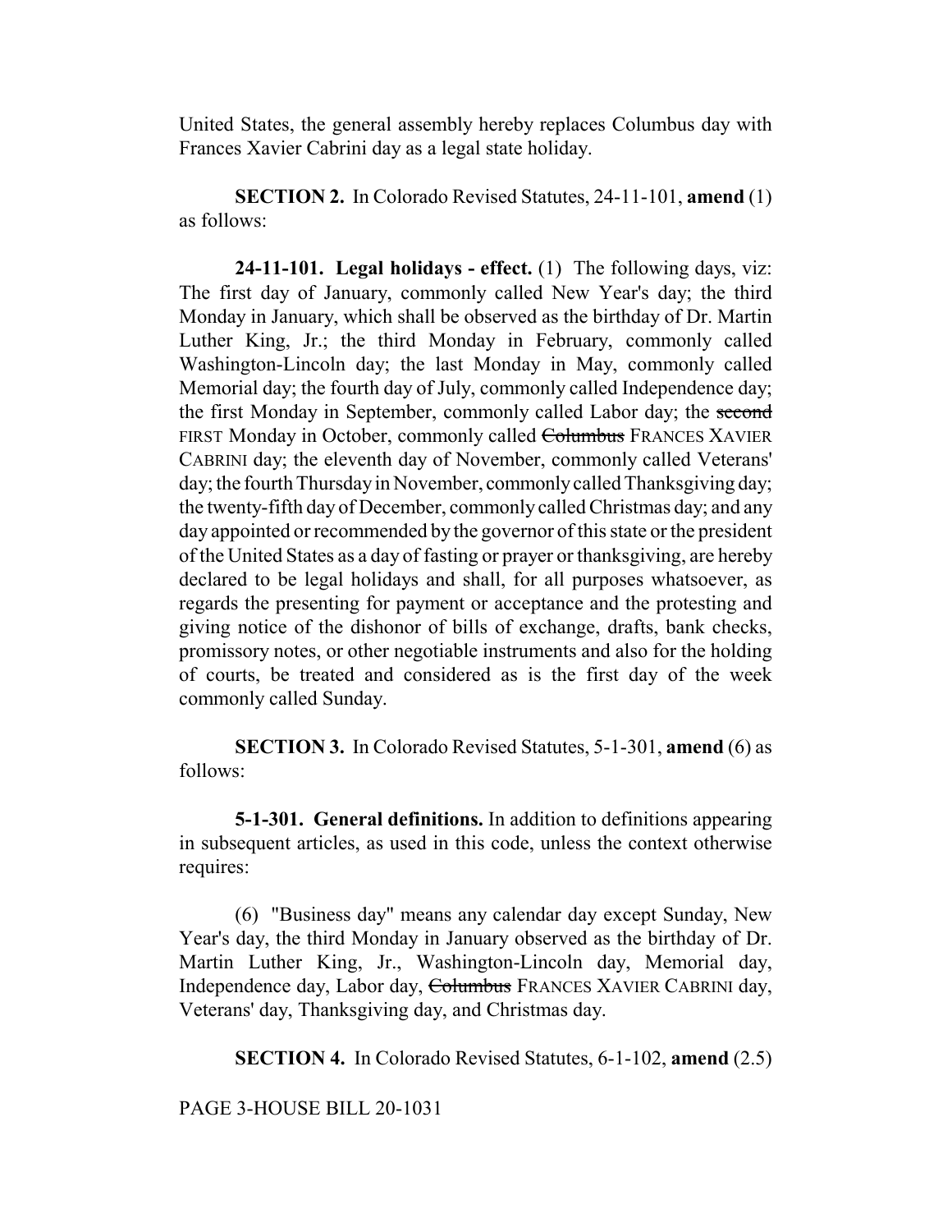United States, the general assembly hereby replaces Columbus day with Frances Xavier Cabrini day as a legal state holiday.

**SECTION 2.** In Colorado Revised Statutes, 24-11-101, **amend** (1) as follows:

**24-11-101. Legal holidays - effect.** (1) The following days, viz: The first day of January, commonly called New Year's day; the third Monday in January, which shall be observed as the birthday of Dr. Martin Luther King, Jr.; the third Monday in February, commonly called Washington-Lincoln day; the last Monday in May, commonly called Memorial day; the fourth day of July, commonly called Independence day; the first Monday in September, commonly called Labor day; the ~~second~~ FIRST Monday in October, commonly called ~~Columbus~~ FRANCES XAVIER CABRINI day; the eleventh day of November, commonly called Veterans' day; the fourth Thursday in November, commonly called Thanksgiving day; the twenty-fifth day of December, commonly called Christmas day; and any day appointed or recommended by the governor of this state or the president of the United States as a day of fasting or prayer or thanksgiving, are hereby declared to be legal holidays and shall, for all purposes whatsoever, as regards the presenting for payment or acceptance and the protesting and giving notice of the dishonor of bills of exchange, drafts, bank checks, promissory notes, or other negotiable instruments and also for the holding of courts, be treated and considered as is the first day of the week commonly called Sunday.

**SECTION 3.** In Colorado Revised Statutes, 5-1-301, **amend** (6) as follows:

**5-1-301. General definitions.** In addition to definitions appearing in subsequent articles, as used in this code, unless the context otherwise requires:

(6) "Business day" means any calendar day except Sunday, New Year's day, the third Monday in January observed as the birthday of Dr. Martin Luther King, Jr., Washington-Lincoln day, Memorial day, Independence day, Labor day, ~~Columbus~~ FRANCES XAVIER CABRINI day, Veterans' day, Thanksgiving day, and Christmas day.

**SECTION 4.** In Colorado Revised Statutes, 6-1-102, **amend** (2.5)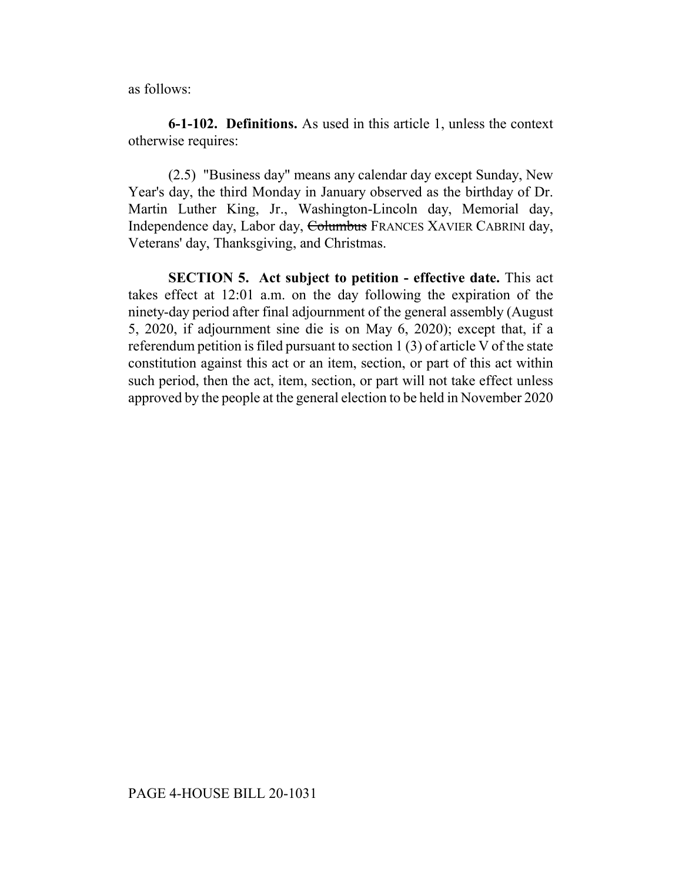as follows:

**6-1-102. Definitions.** As used in this article 1, unless the context otherwise requires:

(2.5) "Business day" means any calendar day except Sunday, New Year's day, the third Monday in January observed as the birthday of Dr. Martin Luther King, Jr., Washington-Lincoln day, Memorial day, Independence day, Labor day, ~~Columbus~~ FRANCES XAVIER CABRINI day, Veterans' day, Thanksgiving, and Christmas.

**SECTION 5. Act subject to petition - effective date.** This act takes effect at 12:01 a.m. on the day following the expiration of the ninety-day period after final adjournment of the general assembly (August 5, 2020, if adjournment sine die is on May 6, 2020); except that, if a referendum petition is filed pursuant to section 1 (3) of article V of the state constitution against this act or an item, section, or part of this act within such period, then the act, item, section, or part will not take effect unless approved by the people at the general election to be held in November 2020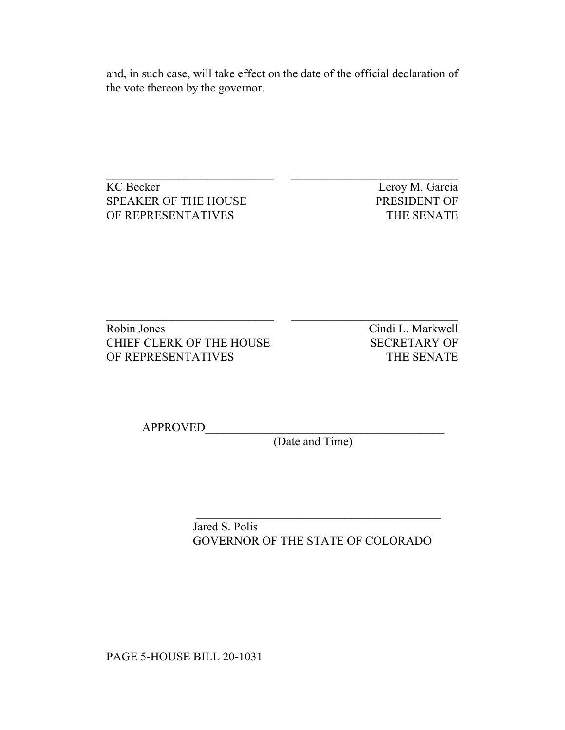and, in such case, will take effect on the date of the official declaration of the vote thereon by the governor.

____________________________
KC Becker
SPEAKER OF THE HOUSE
OF REPRESENTATIVES

____________________________
Leroy M. Garcia
PRESIDENT OF
THE SENATE

____________________________
Robin Jones
CHIEF CLERK OF THE HOUSE
OF REPRESENTATIVES

____________________________
Cindi L. Markwell
SECRETARY OF
THE SENATE

APPROVED________________________________________
(Date and Time)

_________________________________________
Jared S. Polis
GOVERNOR OF THE STATE OF COLORADO

PAGE 5-HOUSE BILL 20-1031